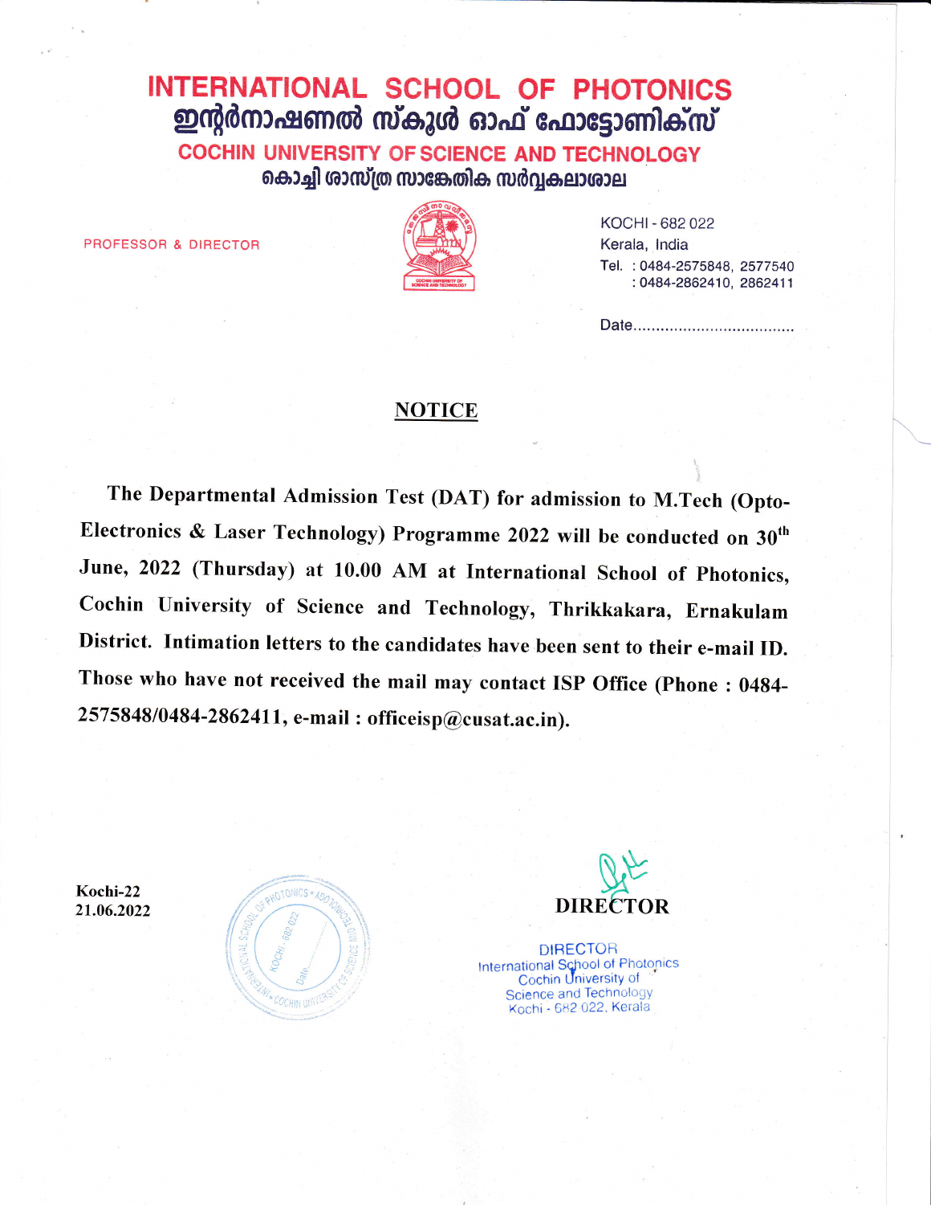# INTERNATIONAL SCHOOL OF PHOTONICS
## ഇന്റർനാഷണൽ സ്കൂൾ ഓഫ് ഫോട്ടോണിക്സ്
### COCHIN UNIVERSITY OF SCIENCE AND TECHNOLOGY
### കൊച്ചി ശാസ്ത്ര സാങ്കേതിക സർവ്വകലാശാല

PROFESSOR & DIRECTOR

KOCHI - 682 022
Kerala, India
Tel. : 0484-2575848, 2577540
: 0484-2862410, 2862411

Date....................................

## NOTICE

The Departmental Admission Test (DAT) for admission to M.Tech (Opto-Electronics & Laser Technology) Programme 2022 will be conducted on 30th June, 2022 (Thursday) at 10.00 AM at International School of Photonics, Cochin University of Science and Technology, Thrikkakara, Ernakulam District. Intimation letters to the candidates have been sent to their e-mail ID. Those who have not received the mail may contact ISP Office (Phone : 0484-2575848/0484-2862411, e-mail : officeisp@cusat.ac.in).

Kochi-22
21.06.2022

**DIRECTOR**

DIRECTOR
International School of Photonics
Cochin University of
Science and Technology
Kochi - 682 022, Kerala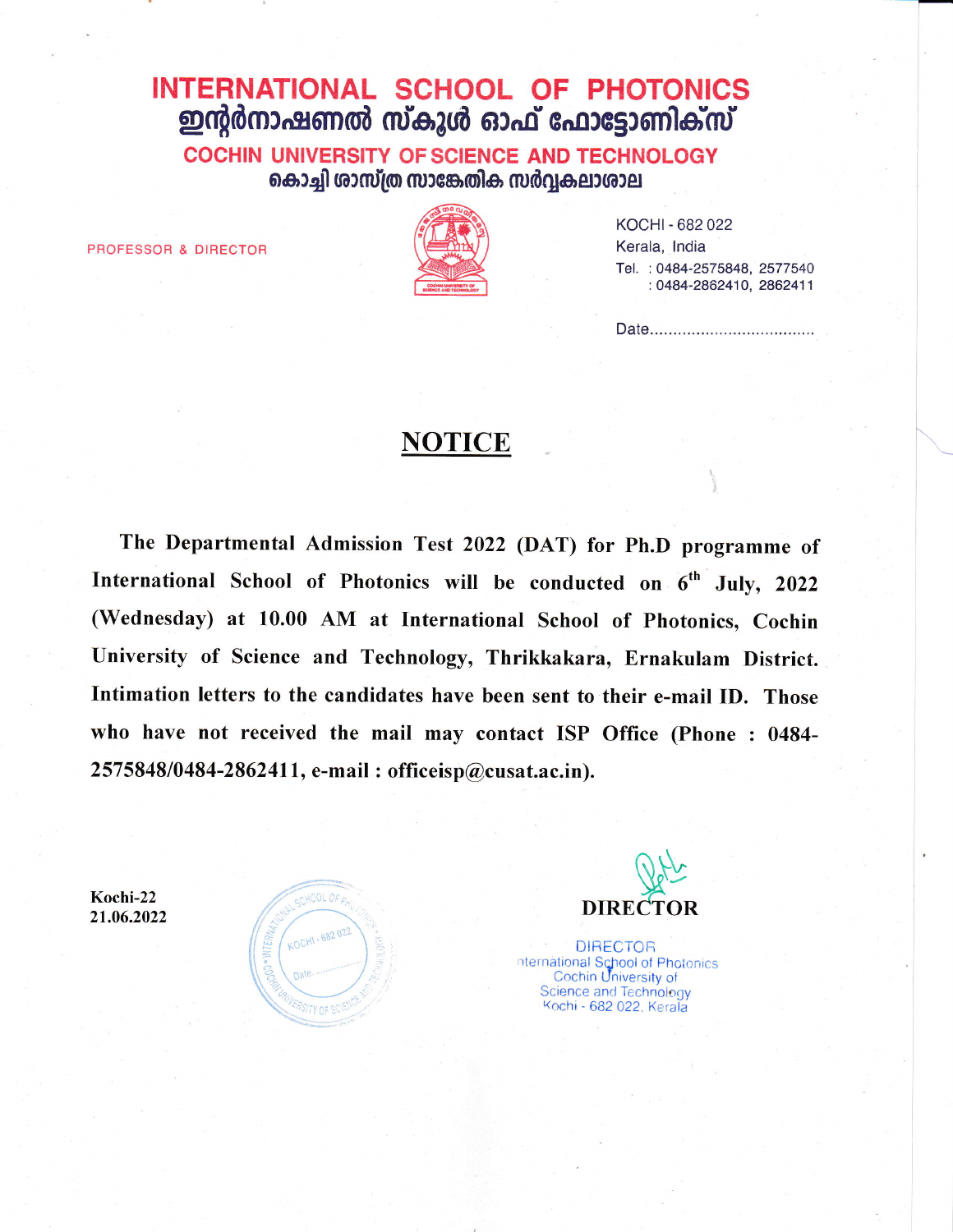# INTERNATIONAL SCHOOL OF PHOTONICS

ഇന്റർനാഷണൽ സ്കൂൾ ഓഫ് ഫോട്ടോണിക്സ്

## COCHIN UNIVERSITY OF SCIENCE AND TECHNOLOGY

കൊച്ചി ശാസ്ത്ര സാങ്കേതിക സർവ്വകലാശാല

PROFESSOR & DIRECTOR

KOCHI - 682 022
Kerala, India
Tel. : 0484-2575848, 2577540
: 0484-2862410, 2862411

Date....................................

## NOTICE

The Departmental Admission Test 2022 (DAT) for Ph.D programme of International School of Photonics will be conducted on 6th July, 2022 (Wednesday) at 10.00 AM at International School of Photonics, Cochin University of Science and Technology, Thrikkakara, Ernakulam District. Intimation letters to the candidates have been sent to their e-mail ID. Those who have not received the mail may contact ISP Office (Phone : 0484-2575848/0484-2862411, e-mail : officeisp@cusat.ac.in).

**Kochi-22**
**21.06.2022**

**DIRECTOR**

DIRECTOR
International School of Photonics
Cochin University of
Science and Technology
Kochi - 682 022, Kerala